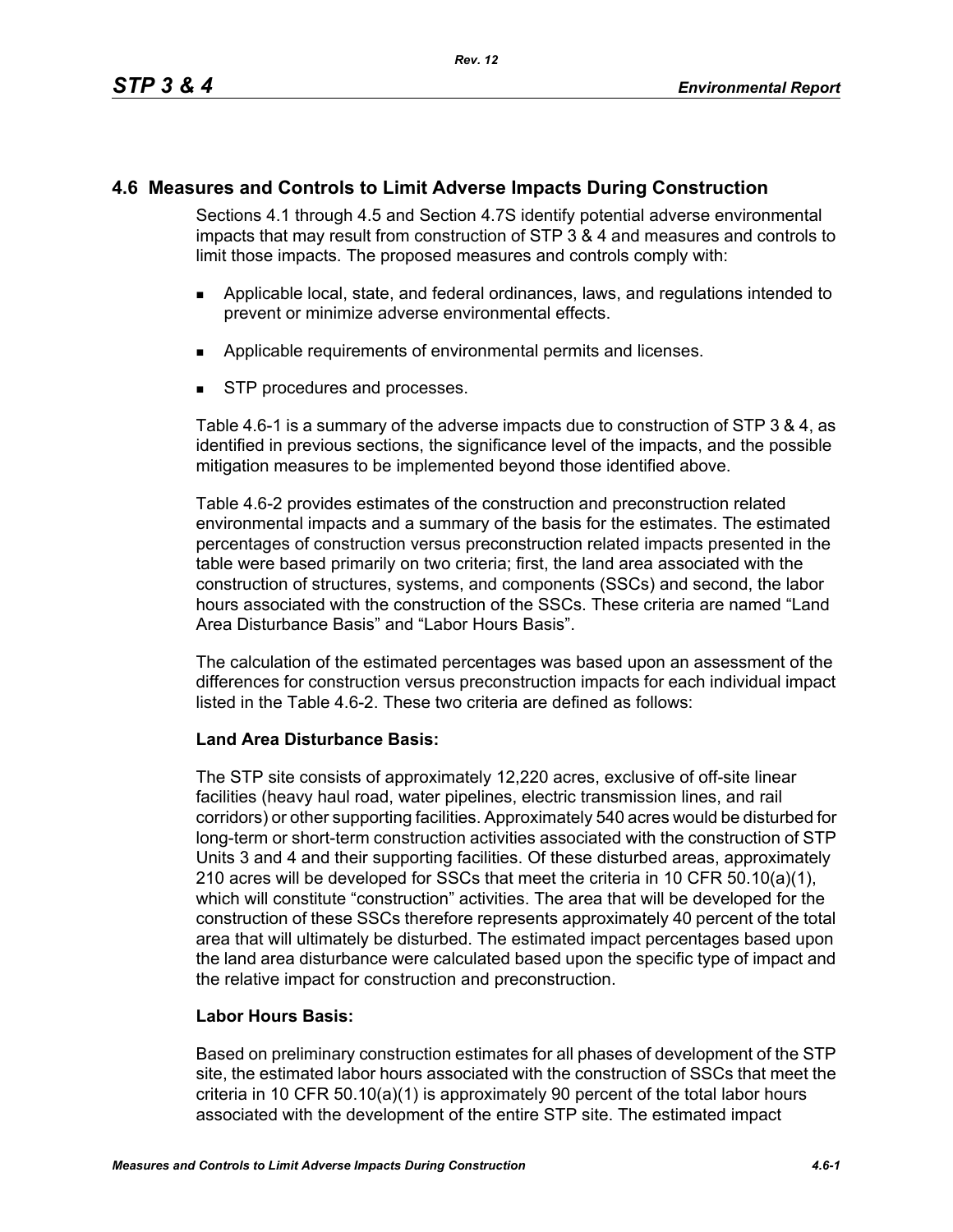## 4.6 Measures and Controls to Limit Adverse Impacts During Construction

Sections 4.1 through 4.5 and Section 4.7S identify potential adverse environmental impacts that may result from construction of STP 3 & 4 and measures and controls to limit those impacts. The proposed measures and controls comply with:

- Applicable local, state, and federal ordinances, laws, and regulations intended to prevent or minimize adverse environmental effects.
- Applicable requirements of environmental permits and licenses.
- STP procedures and processes.

Table 4.6-1 is a summary of the adverse impacts due to construction of STP 3 & 4, as identified in previous sections, the significance level of the impacts, and the possible mitigation measures to be implemented beyond those identified above.

Table 4.6-2 provides estimates of the construction and preconstruction related environmental impacts and a summary of the basis for the estimates. The estimated percentages of construction versus preconstruction related impacts presented in the table were based primarily on two criteria; first, the land area associated with the construction of structures, systems, and components (SSCs) and second, the labor hours associated with the construction of the SSCs. These criteria are named "Land Area Disturbance Basis" and "Labor Hours Basis".

The calculation of the estimated percentages was based upon an assessment of the differences for construction versus preconstruction impacts for each individual impact listed in the Table 4.6-2. These two criteria are defined as follows:

**Land Area Disturbance Basis:**

The STP site consists of approximately 12,220 acres, exclusive of off-site linear facilities (heavy haul road, water pipelines, electric transmission lines, and rail corridors) or other supporting facilities. Approximately 540 acres would be disturbed for long-term or short-term construction activities associated with the construction of STP Units 3 and 4 and their supporting facilities. Of these disturbed areas, approximately 210 acres will be developed for SSCs that meet the criteria in 10 CFR 50.10(a)(1), which will constitute "construction" activities. The area that will be developed for the construction of these SSCs therefore represents approximately 40 percent of the total area that will ultimately be disturbed. The estimated impact percentages based upon the land area disturbance were calculated based upon the specific type of impact and the relative impact for construction and preconstruction.

**Labor Hours Basis:**

Based on preliminary construction estimates for all phases of development of the STP site, the estimated labor hours associated with the construction of SSCs that meet the criteria in 10 CFR 50.10(a)(1) is approximately 90 percent of the total labor hours associated with the development of the entire STP site. The estimated impact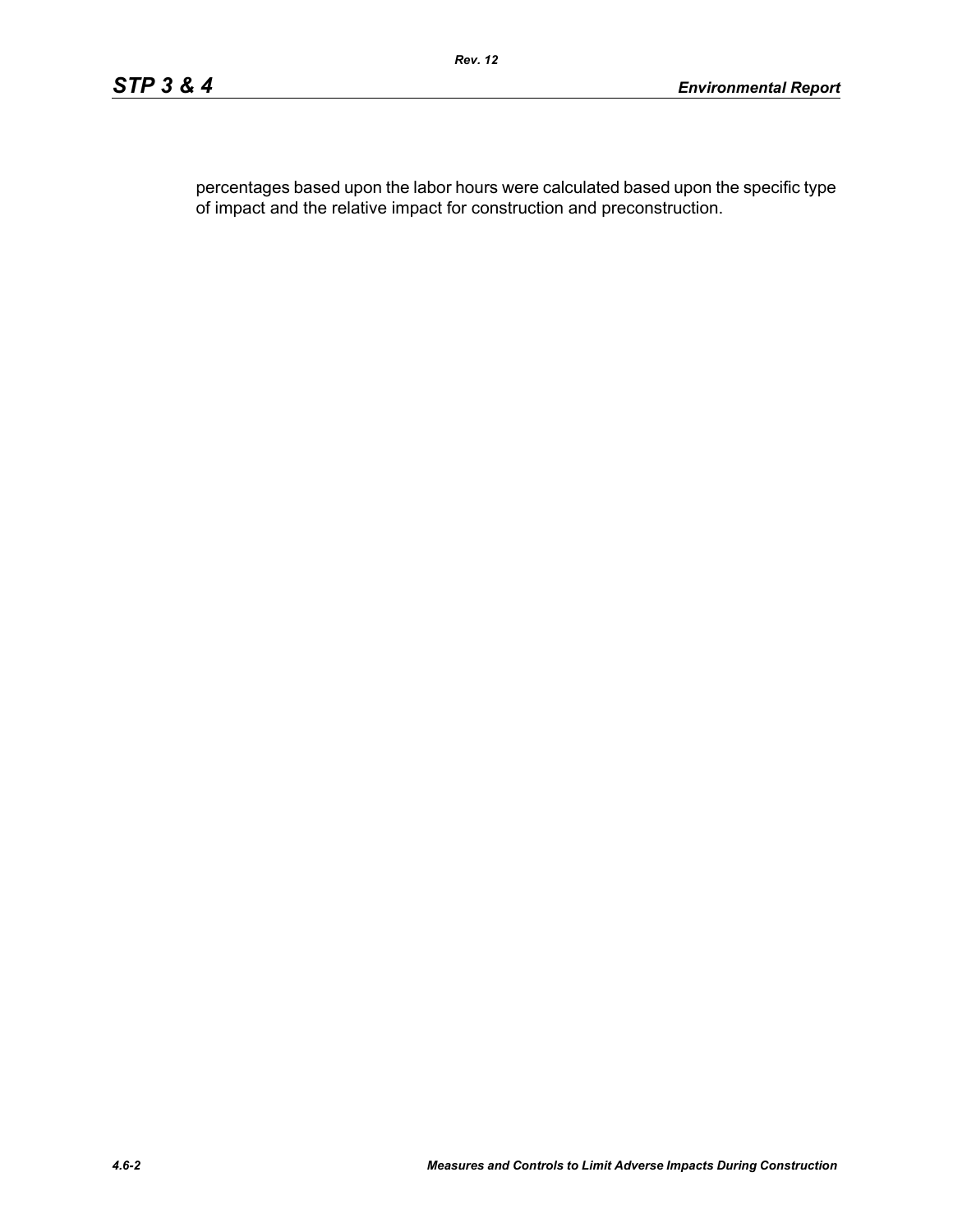percentages based upon the labor hours were calculated based upon the specific type of impact and the relative impact for construction and preconstruction.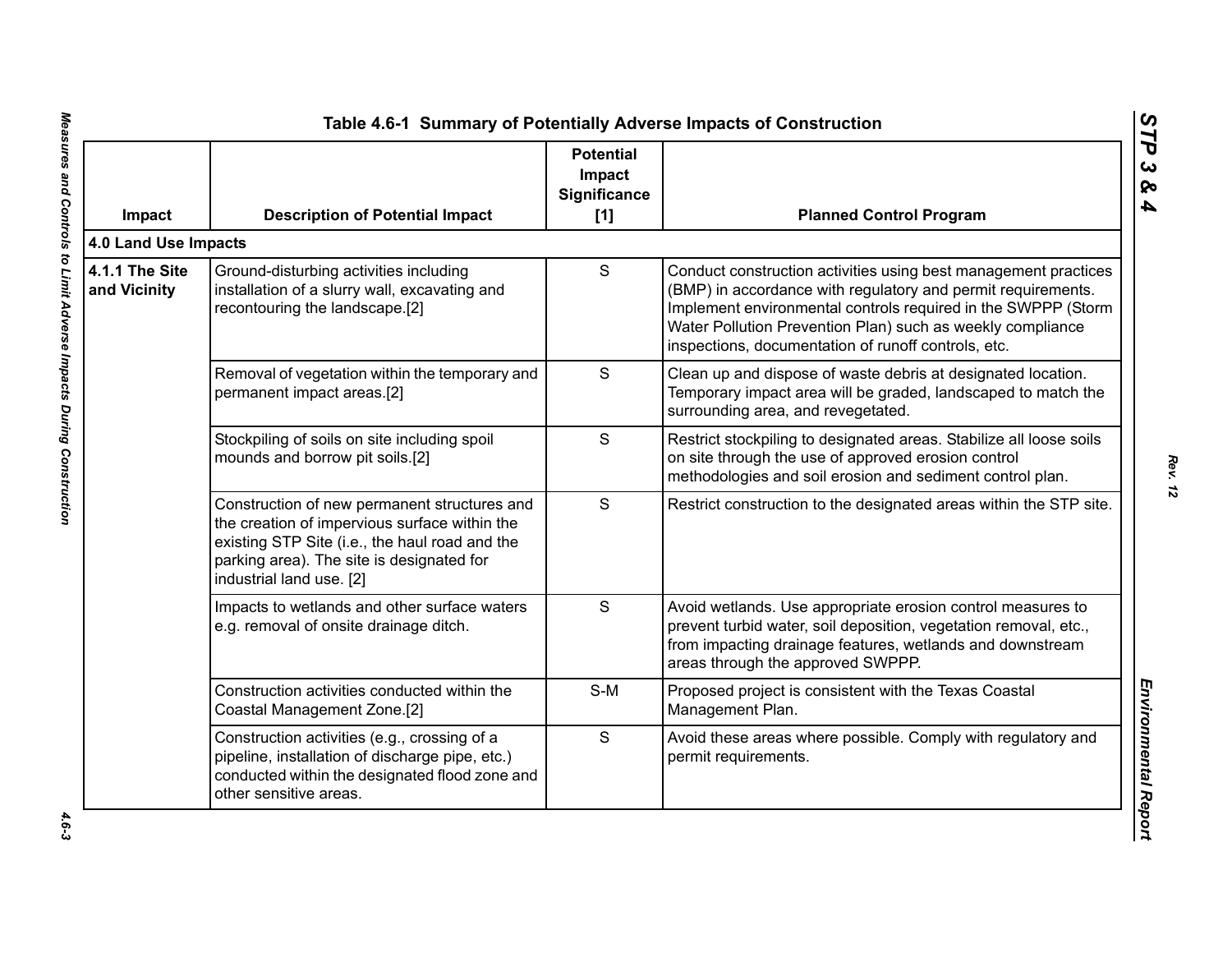## Table 4.6-1 Summary of Potentially Adverse Impacts of Construction

| Impact | Description of Potential Impact | Potential Impact Significance [1] | Planned Control Program |
|---|---|---|---|
| **4.0 Land Use Impacts** | | | |
| **4.1.1 The Site and Vicinity** | Ground-disturbing activities including installation of a slurry wall, excavating and recontouring the landscape.[2] | S | Conduct construction activities using best management practices (BMP) in accordance with regulatory and permit requirements. Implement environmental controls required in the SWPPP (Storm Water Pollution Prevention Plan) such as weekly compliance inspections, documentation of runoff controls, etc. |
| | Removal of vegetation within the temporary and permanent impact areas.[2] | S | Clean up and dispose of waste debris at designated location. Temporary impact area will be graded, landscaped to match the surrounding area, and revegetated. |
| | Stockpiling of soils on site including spoil mounds and borrow pit soils.[2] | S | Restrict stockpiling to designated areas. Stabilize all loose soils on site through the use of approved erosion control methodologies and soil erosion and sediment control plan. |
| | Construction of new permanent structures and the creation of impervious surface within the existing STP Site (i.e., the haul road and the parking area). The site is designated for industrial land use. [2] | S | Restrict construction to the designated areas within the STP site. |
| | Impacts to wetlands and other surface waters e.g. removal of onsite drainage ditch. | S | Avoid wetlands. Use appropriate erosion control measures to prevent turbid water, soil deposition, vegetation removal, etc., from impacting drainage features, wetlands and downstream areas through the approved SWPPP. |
| | Construction activities conducted within the Coastal Management Zone.[2] | S-M | Proposed project is consistent with the Texas Coastal Management Plan. |
| | Construction activities (e.g., crossing of a pipeline, installation of discharge pipe, etc.) conducted within the designated flood zone and other sensitive areas. | S | Avoid these areas where possible. Comply with regulatory and permit requirements. |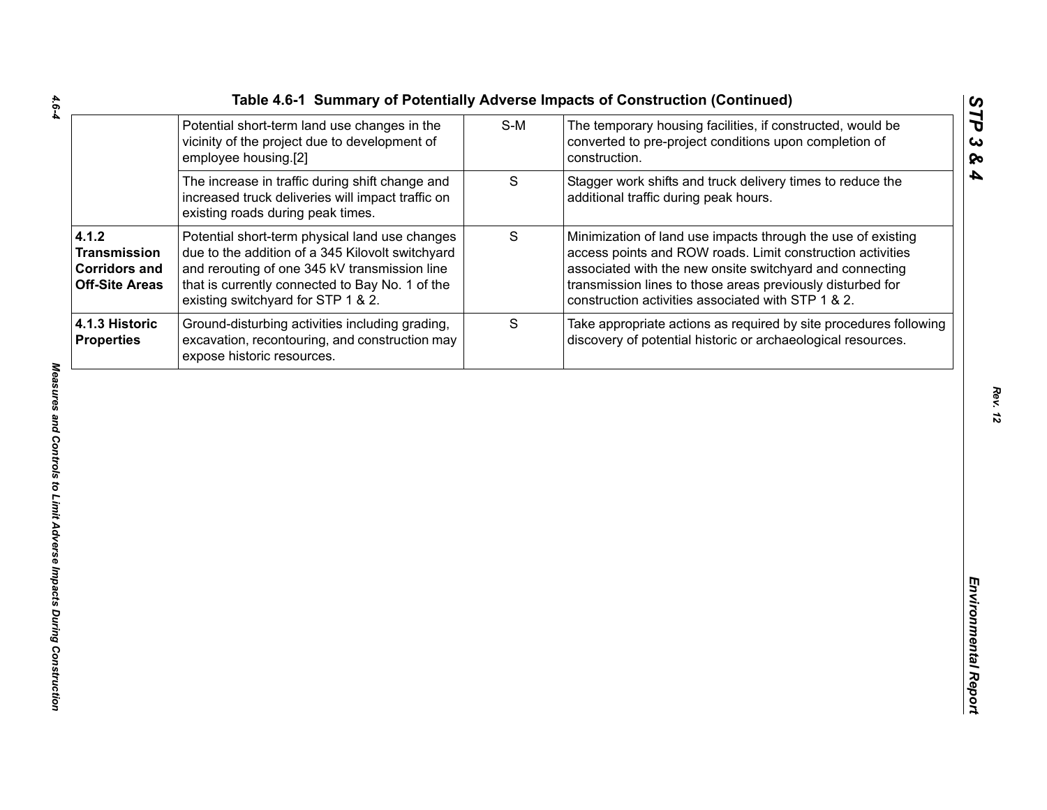Table 4.6-1 Summary of Potentially Adverse Impacts of Construction (Continued)

| | | | |
|---|---|---|---|
| | Potential short-term land use changes in the vicinity of the project due to development of employee housing.[2] | S-M | The temporary housing facilities, if constructed, would be converted to pre-project conditions upon completion of construction. |
| | The increase in traffic during shift change and increased truck deliveries will impact traffic on existing roads during peak times. | S | Stagger work shifts and truck delivery times to reduce the additional traffic during peak hours. |
| **4.1.2 Transmission Corridors and Off-Site Areas** | Potential short-term physical land use changes due to the addition of a 345 Kilovolt switchyard and rerouting of one 345 kV transmission line that is currently connected to Bay No. 1 of the existing switchyard for STP 1 & 2. | S | Minimization of land use impacts through the use of existing access points and ROW roads. Limit construction activities associated with the new onsite switchyard and connecting transmission lines to those areas previously disturbed for construction activities associated with STP 1 & 2. |
| **4.1.3 Historic Properties** | Ground-disturbing activities including grading, excavation, recontouring, and construction may expose historic resources. | S | Take appropriate actions as required by site procedures following discovery of potential historic or archaeological resources. |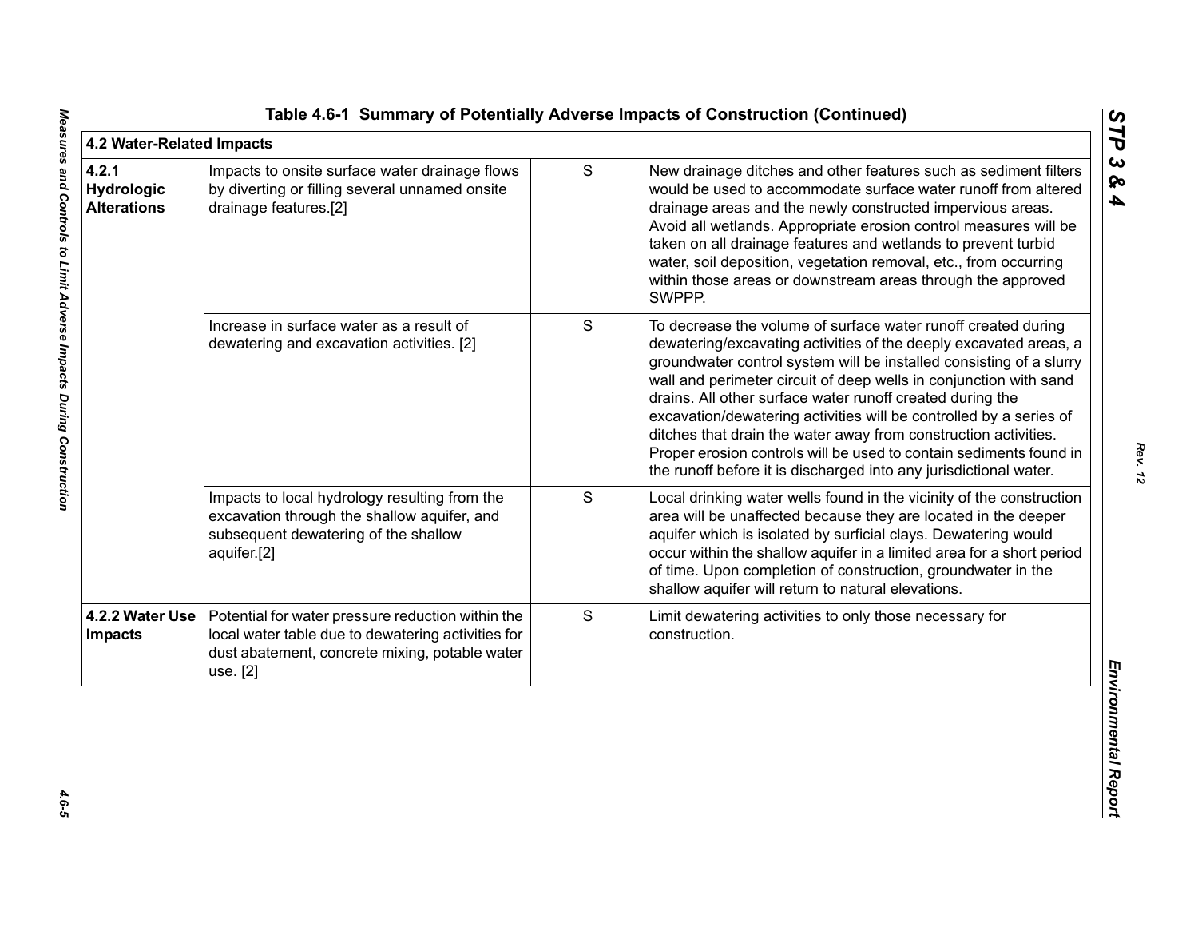**Table 4.6-1 Summary of Potentially Adverse Impacts of Construction (Continued)**

| 4.2 Water-Related Impacts | | | |
|---|---|---|---|
| **4.2.1 Hydrologic Alterations** | Impacts to onsite surface water drainage flows by diverting or filling several unnamed onsite drainage features.[2] | S | New drainage ditches and other features such as sediment filters would be used to accommodate surface water runoff from altered drainage areas and the newly constructed impervious areas. Avoid all wetlands. Appropriate erosion control measures will be taken on all drainage features and wetlands to prevent turbid water, soil deposition, vegetation removal, etc., from occurring within those areas or downstream areas through the approved SWPPP. |
| | Increase in surface water as a result of dewatering and excavation activities. [2] | S | To decrease the volume of surface water runoff created during dewatering/excavating activities of the deeply excavated areas, a groundwater control system will be installed consisting of a slurry wall and perimeter circuit of deep wells in conjunction with sand drains. All other surface water runoff created during the excavation/dewatering activities will be controlled by a series of ditches that drain the water away from construction activities. Proper erosion controls will be used to contain sediments found in the runoff before it is discharged into any jurisdictional water. |
| | Impacts to local hydrology resulting from the excavation through the shallow aquifer, and subsequent dewatering of the shallow aquifer.[2] | S | Local drinking water wells found in the vicinity of the construction area will be unaffected because they are located in the deeper aquifer which is isolated by surficial clays. Dewatering would occur within the shallow aquifer in a limited area for a short period of time. Upon completion of construction, groundwater in the shallow aquifer will return to natural elevations. |
| **4.2.2 Water Use Impacts** | Potential for water pressure reduction within the local water table due to dewatering activities for dust abatement, concrete mixing, potable water use. [2] | S | Limit dewatering activities to only those necessary for construction. |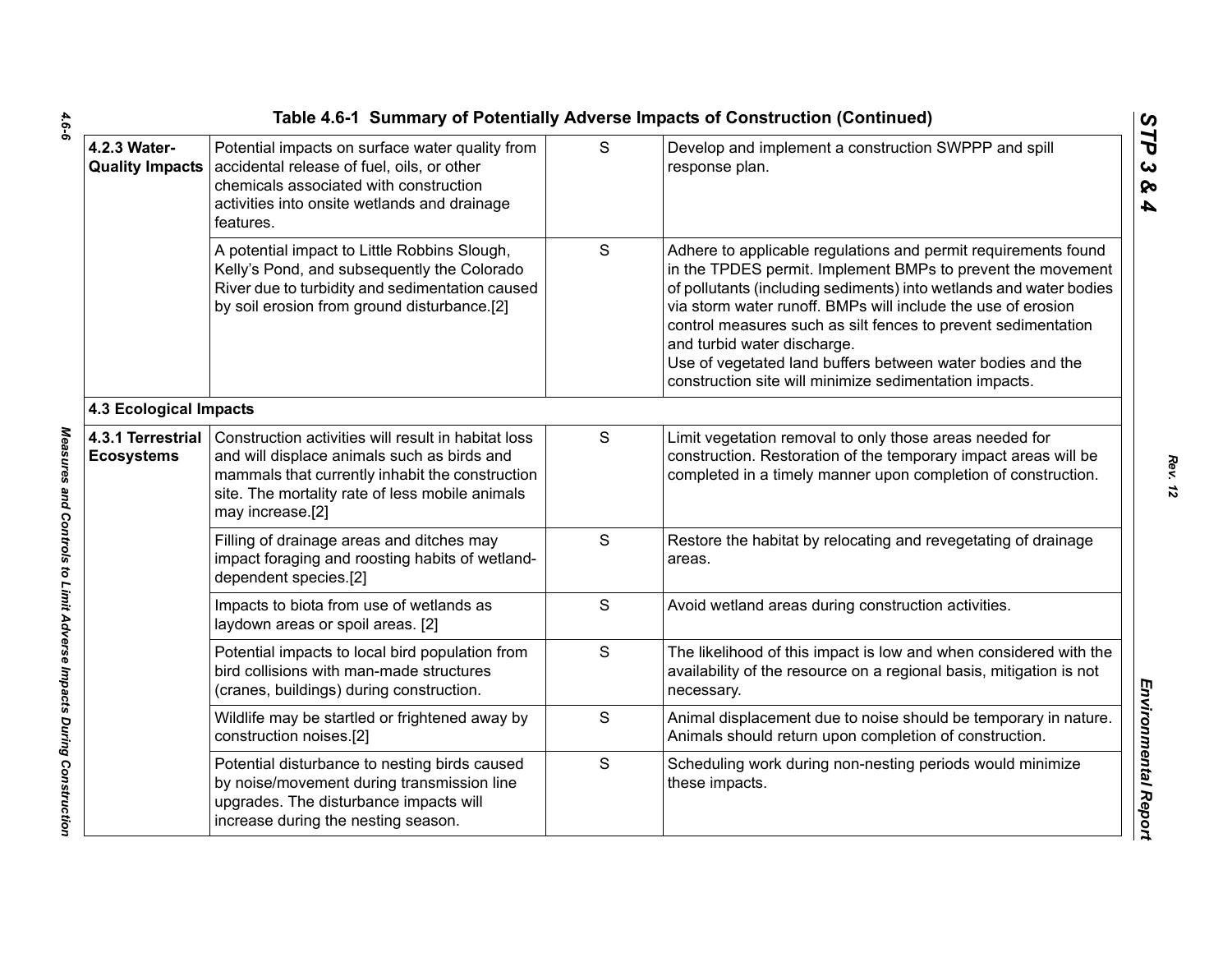Table 4.6-1 Summary of Potentially Adverse Impacts of Construction (Continued)

| | | | |
|---|---|---|---|
| **4.2.3 Water-Quality Impacts** | Potential impacts on surface water quality from accidental release of fuel, oils, or other chemicals associated with construction activities into onsite wetlands and drainage features. | S | Develop and implement a construction SWPPP and spill response plan. |
| | A potential impact to Little Robbins Slough, Kelly's Pond, and subsequently the Colorado River due to turbidity and sedimentation caused by soil erosion from ground disturbance.[2] | S | Adhere to applicable regulations and permit requirements found in the TPDES permit. Implement BMPs to prevent the movement of pollutants (including sediments) into wetlands and water bodies via storm water runoff. BMPs will include the use of erosion control measures such as silt fences to prevent sedimentation and turbid water discharge. Use of vegetated land buffers between water bodies and the construction site will minimize sedimentation impacts. |
| **4.3 Ecological Impacts** | | | |
| **4.3.1 Terrestrial Ecosystems** | Construction activities will result in habitat loss and will displace animals such as birds and mammals that currently inhabit the construction site. The mortality rate of less mobile animals may increase.[2] | S | Limit vegetation removal to only those areas needed for construction. Restoration of the temporary impact areas will be completed in a timely manner upon completion of construction. |
| | Filling of drainage areas and ditches may impact foraging and roosting habits of wetland-dependent species.[2] | S | Restore the habitat by relocating and revegetating of drainage areas. |
| | Impacts to biota from use of wetlands as laydown areas or spoil areas. [2] | S | Avoid wetland areas during construction activities. |
| | Potential impacts to local bird population from bird collisions with man-made structures (cranes, buildings) during construction. | S | The likelihood of this impact is low and when considered with the availability of the resource on a regional basis, mitigation is not necessary. |
| | Wildlife may be startled or frightened away by construction noises.[2] | S | Animal displacement due to noise should be temporary in nature. Animals should return upon completion of construction. |
| | Potential disturbance to nesting birds caused by noise/movement during transmission line upgrades. The disturbance impacts will increase during the nesting season. | S | Scheduling work during non-nesting periods would minimize these impacts. |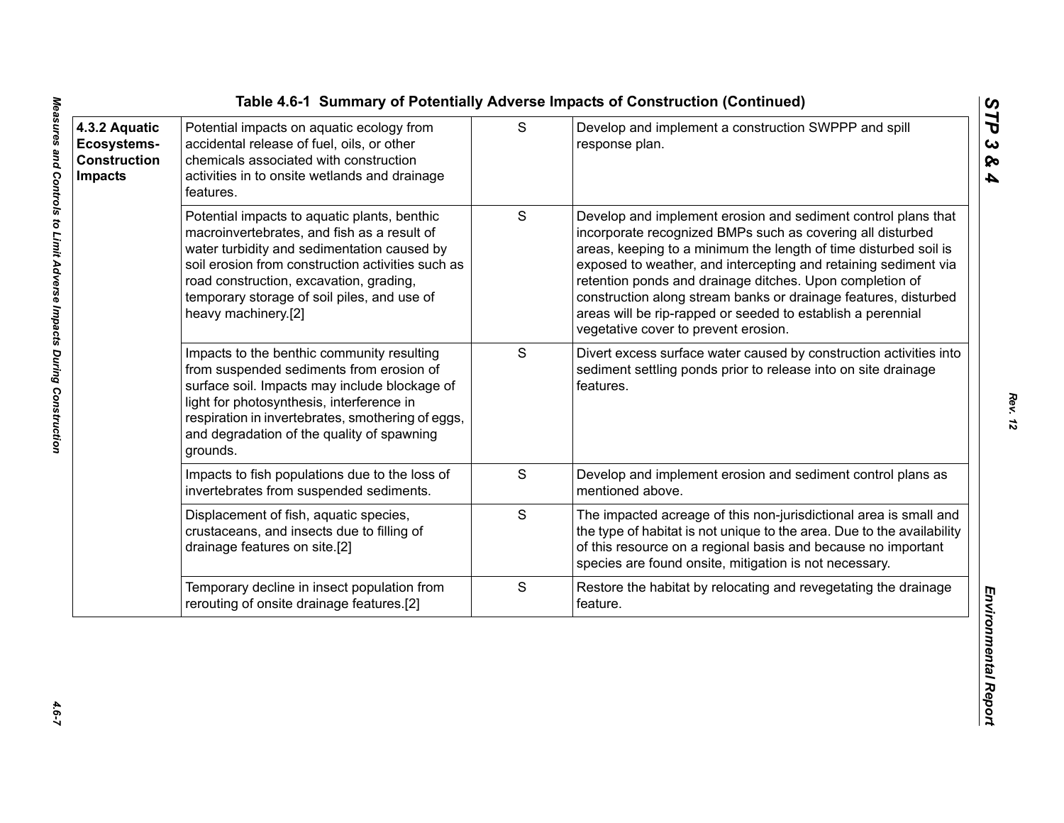Table 4.6-1 Summary of Potentially Adverse Impacts of Construction (Continued)

| | | | |
|---|---|---|---|
| **4.3.2 Aquatic Ecosystems-Construction Impacts** | Potential impacts on aquatic ecology from accidental release of fuel, oils, or other chemicals associated with construction activities in to onsite wetlands and drainage features. | S | Develop and implement a construction SWPPP and spill response plan. |
| | Potential impacts to aquatic plants, benthic macroinvertebrates, and fish as a result of water turbidity and sedimentation caused by soil erosion from construction activities such as road construction, excavation, grading, temporary storage of soil piles, and use of heavy machinery.[2] | S | Develop and implement erosion and sediment control plans that incorporate recognized BMPs such as covering all disturbed areas, keeping to a minimum the length of time disturbed soil is exposed to weather, and intercepting and retaining sediment via retention ponds and drainage ditches. Upon completion of construction along stream banks or drainage features, disturbed areas will be rip-rapped or seeded to establish a perennial vegetative cover to prevent erosion. |
| | Impacts to the benthic community resulting from suspended sediments from erosion of surface soil. Impacts may include blockage of light for photosynthesis, interference in respiration in invertebrates, smothering of eggs, and degradation of the quality of spawning grounds. | S | Divert excess surface water caused by construction activities into sediment settling ponds prior to release into on site drainage features. |
| | Impacts to fish populations due to the loss of invertebrates from suspended sediments. | S | Develop and implement erosion and sediment control plans as mentioned above. |
| | Displacement of fish, aquatic species, crustaceans, and insects due to filling of drainage features on site.[2] | S | The impacted acreage of this non-jurisdictional area is small and the type of habitat is not unique to the area. Due to the availability of this resource on a regional basis and because no important species are found onsite, mitigation is not necessary. |
| | Temporary decline in insect population from rerouting of onsite drainage features.[2] | S | Restore the habitat by relocating and revegetating the drainage feature. |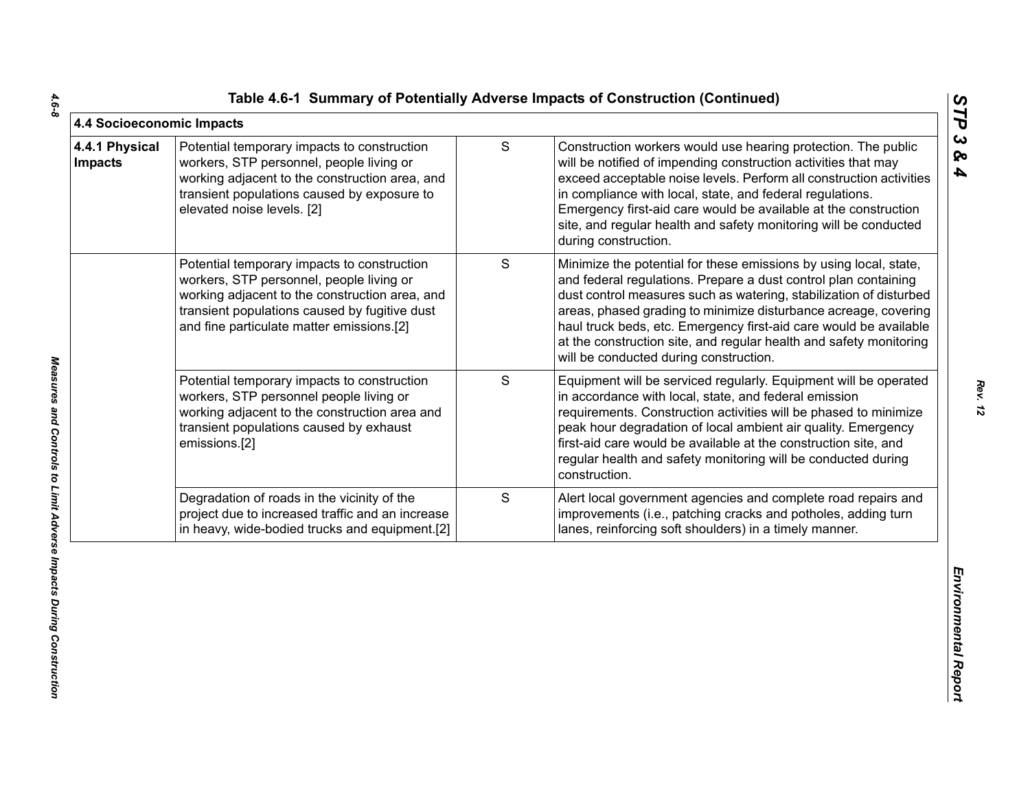**Table 4.6-1 Summary of Potentially Adverse Impacts of Construction (Continued)**

| 4.4 Socioeconomic Impacts | | | |
|---|---|---|---|
| **4.4.1 Physical Impacts** | Potential temporary impacts to construction workers, STP personnel, people living or working adjacent to the construction area, and transient populations caused by exposure to elevated noise levels. [2] | S | Construction workers would use hearing protection. The public will be notified of impending construction activities that may exceed acceptable noise levels. Perform all construction activities in compliance with local, state, and federal regulations. Emergency first-aid care would be available at the construction site, and regular health and safety monitoring will be conducted during construction. |
| | Potential temporary impacts to construction workers, STP personnel, people living or working adjacent to the construction area, and transient populations caused by fugitive dust and fine particulate matter emissions.[2] | S | Minimize the potential for these emissions by using local, state, and federal regulations. Prepare a dust control plan containing dust control measures such as watering, stabilization of disturbed areas, phased grading to minimize disturbance acreage, covering haul truck beds, etc. Emergency first-aid care would be available at the construction site, and regular health and safety monitoring will be conducted during construction. |
| | Potential temporary impacts to construction workers, STP personnel people living or working adjacent to the construction area and transient populations caused by exhaust emissions.[2] | S | Equipment will be serviced regularly. Equipment will be operated in accordance with local, state, and federal emission requirements. Construction activities will be phased to minimize peak hour degradation of local ambient air quality. Emergency first-aid care would be available at the construction site, and regular health and safety monitoring will be conducted during construction. |
| | Degradation of roads in the vicinity of the project due to increased traffic and an increase in heavy, wide-bodied trucks and equipment.[2] | S | Alert local government agencies and complete road repairs and improvements (i.e., patching cracks and potholes, adding turn lanes, reinforcing soft shoulders) in a timely manner. |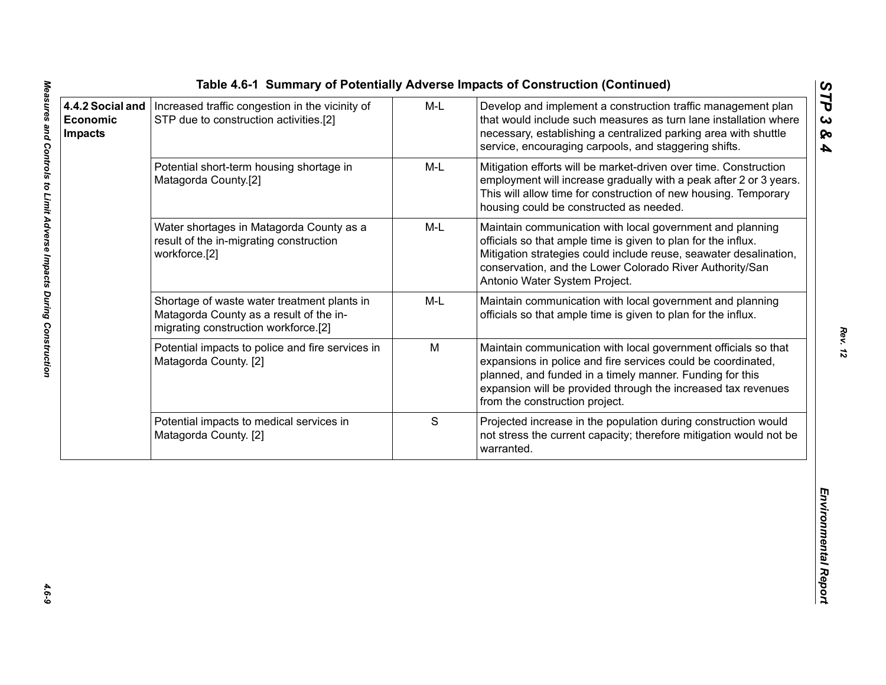**Table 4.6-1 Summary of Potentially Adverse Impacts of Construction (Continued)**

| | | | |
|---|---|---|---|
| **4.4.2 Social and Economic Impacts** | Increased traffic congestion in the vicinity of STP due to construction activities.[2] | M-L | Develop and implement a construction traffic management plan that would include such measures as turn lane installation where necessary, establishing a centralized parking area with shuttle service, encouraging carpools, and staggering shifts. |
| | Potential short-term housing shortage in Matagorda County.[2] | M-L | Mitigation efforts will be market-driven over time. Construction employment will increase gradually with a peak after 2 or 3 years. This will allow time for construction of new housing. Temporary housing could be constructed as needed. |
| | Water shortages in Matagorda County as a result of the in-migrating construction workforce.[2] | M-L | Maintain communication with local government and planning officials so that ample time is given to plan for the influx. Mitigation strategies could include reuse, seawater desalination, conservation, and the Lower Colorado River Authority/San Antonio Water System Project. |
| | Shortage of waste water treatment plants in Matagorda County as a result of the in-migrating construction workforce.[2] | M-L | Maintain communication with local government and planning officials so that ample time is given to plan for the influx. |
| | Potential impacts to police and fire services in Matagorda County. [2] | M | Maintain communication with local government officials so that expansions in police and fire services could be coordinated, planned, and funded in a timely manner. Funding for this expansion will be provided through the increased tax revenues from the construction project. |
| | Potential impacts to medical services in Matagorda County. [2] | S | Projected increase in the population during construction would not stress the current capacity; therefore mitigation would not be warranted. |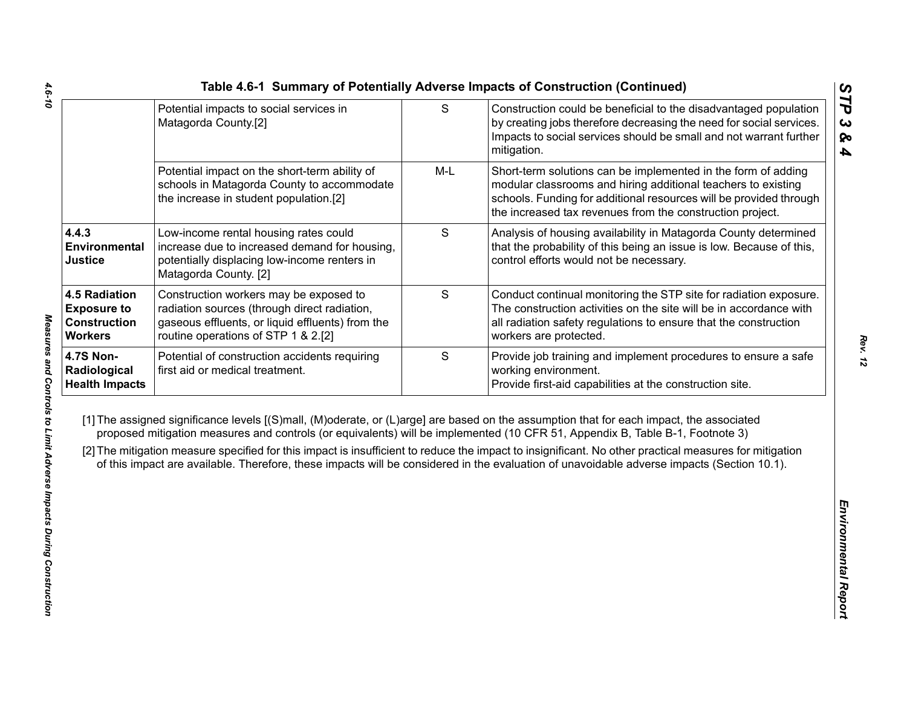## Table 4.6-1 Summary of Potentially Adverse Impacts of Construction (Continued)

| | | | |
|---|---|---|---|
| | Potential impacts to social services in Matagorda County.[2] | S | Construction could be beneficial to the disadvantaged population by creating jobs therefore decreasing the need for social services. Impacts to social services should be small and not warrant further mitigation. |
| | Potential impact on the short-term ability of schools in Matagorda County to accommodate the increase in student population.[2] | M-L | Short-term solutions can be implemented in the form of adding modular classrooms and hiring additional teachers to existing schools. Funding for additional resources will be provided through the increased tax revenues from the construction project. |
| **4.4.3 Environmental Justice** | Low-income rental housing rates could increase due to increased demand for housing, potentially displacing low-income renters in Matagorda County. [2] | S | Analysis of housing availability in Matagorda County determined that the probability of this being an issue is low. Because of this, control efforts would not be necessary. |
| **4.5 Radiation Exposure to Construction Workers** | Construction workers may be exposed to radiation sources (through direct radiation, gaseous effluents, or liquid effluents) from the routine operations of STP 1 & 2.[2] | S | Conduct continual monitoring the STP site for radiation exposure. The construction activities on the site will be in accordance with all radiation safety regulations to ensure that the construction workers are protected. |
| **4.7S Non-Radiological Health Impacts** | Potential of construction accidents requiring first aid or medical treatment. | S | Provide job training and implement procedures to ensure a safe working environment. Provide first-aid capabilities at the construction site. |

[1] The assigned significance levels [(S)mall, (M)oderate, or (L)arge] are based on the assumption that for each impact, the associated proposed mitigation measures and controls (or equivalents) will be implemented (10 CFR 51, Appendix B, Table B-1, Footnote 3)

[2] The mitigation measure specified for this impact is insufficient to reduce the impact to insignificant. No other practical measures for mitigation of this impact are available. Therefore, these impacts will be considered in the evaluation of unavoidable adverse impacts (Section 10.1).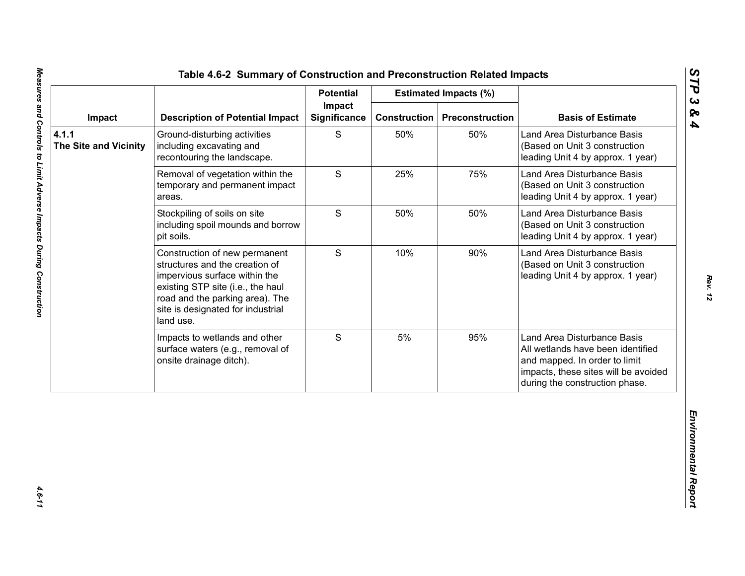# Table 4.6-2 Summary of Construction and Preconstruction Related Impacts

| Impact | Description of Potential Impact | Potential Impact Significance | Estimated Impacts (%) | | Basis of Estimate |
|---|---|---|---|---|---|
| | | | Construction | Preconstruction | |
| **4.1.1 The Site and Vicinity** | Ground-disturbing activities including excavating and recontouring the landscape. | S | 50% | 50% | Land Area Disturbance Basis (Based on Unit 3 construction leading Unit 4 by approx. 1 year) |
| | Removal of vegetation within the temporary and permanent impact areas. | S | 25% | 75% | Land Area Disturbance Basis (Based on Unit 3 construction leading Unit 4 by approx. 1 year) |
| | Stockpiling of soils on site including spoil mounds and borrow pit soils. | S | 50% | 50% | Land Area Disturbance Basis (Based on Unit 3 construction leading Unit 4 by approx. 1 year) |
| | Construction of new permanent structures and the creation of impervious surface within the existing STP site (i.e., the haul road and the parking area). The site is designated for industrial land use. | S | 10% | 90% | Land Area Disturbance Basis (Based on Unit 3 construction leading Unit 4 by approx. 1 year) |
| | Impacts to wetlands and other surface waters (e.g., removal of onsite drainage ditch). | S | 5% | 95% | Land Area Disturbance Basis All wetlands have been identified and mapped. In order to limit impacts, these sites will be avoided during the construction phase. |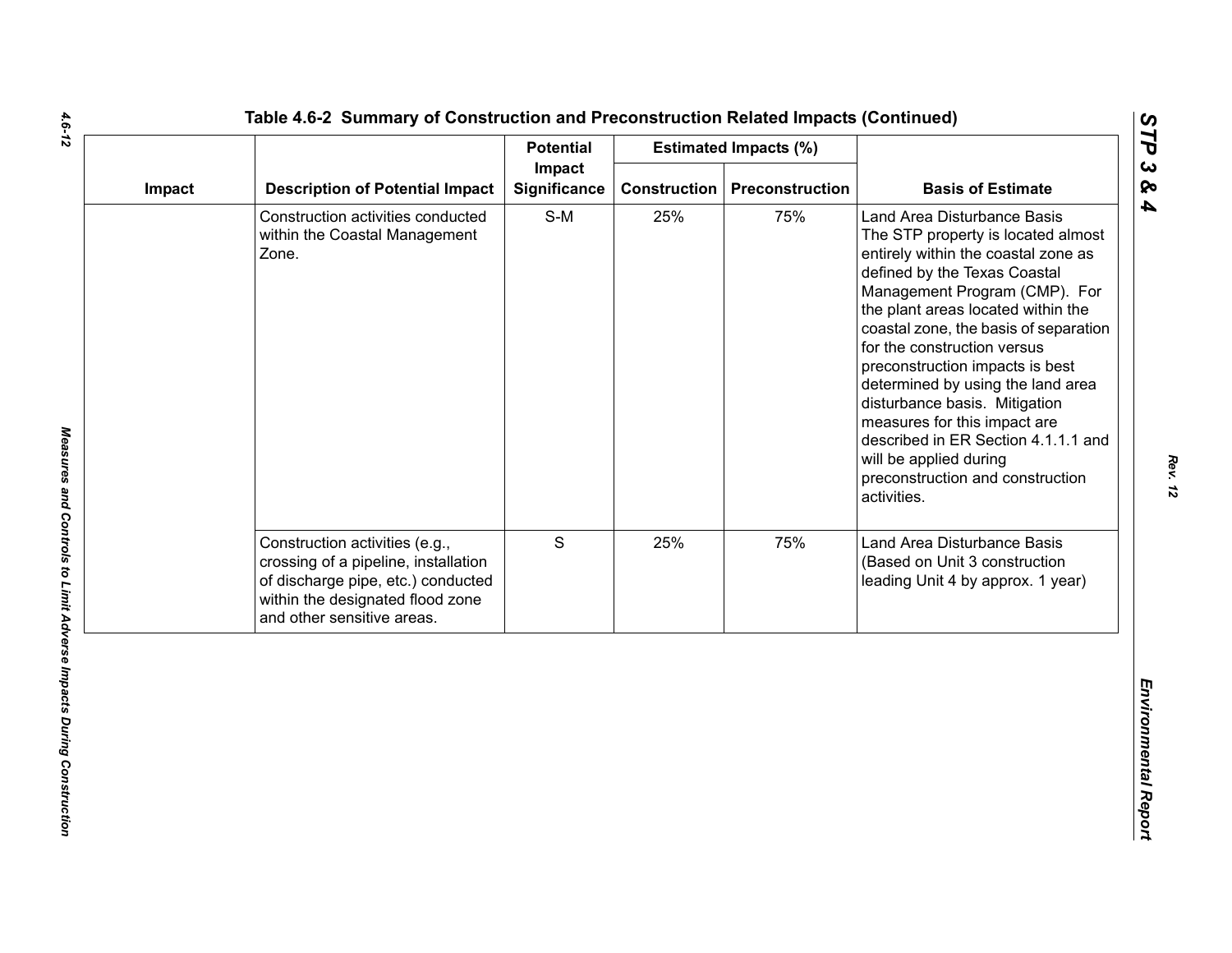**Table 4.6-2 Summary of Construction and Preconstruction Related Impacts (Continued)**

| Impact | Description of Potential Impact | Potential Impact Significance | Estimated Impacts (%) | | Basis of Estimate |
|---|---|---|---|---|---|
| | | | Construction | Preconstruction | |
| | Construction activities conducted within the Coastal Management Zone. | S-M | 25% | 75% | Land Area Disturbance Basis The STP property is located almost entirely within the coastal zone as defined by the Texas Coastal Management Program (CMP). For the plant areas located within the coastal zone, the basis of separation for the construction versus preconstruction impacts is best determined by using the land area disturbance basis. Mitigation measures for this impact are described in ER Section 4.1.1.1 and will be applied during preconstruction and construction activities. |
| | Construction activities (e.g., crossing of a pipeline, installation of discharge pipe, etc.) conducted within the designated flood zone and other sensitive areas. | S | 25% | 75% | Land Area Disturbance Basis (Based on Unit 3 construction leading Unit 4 by approx. 1 year) |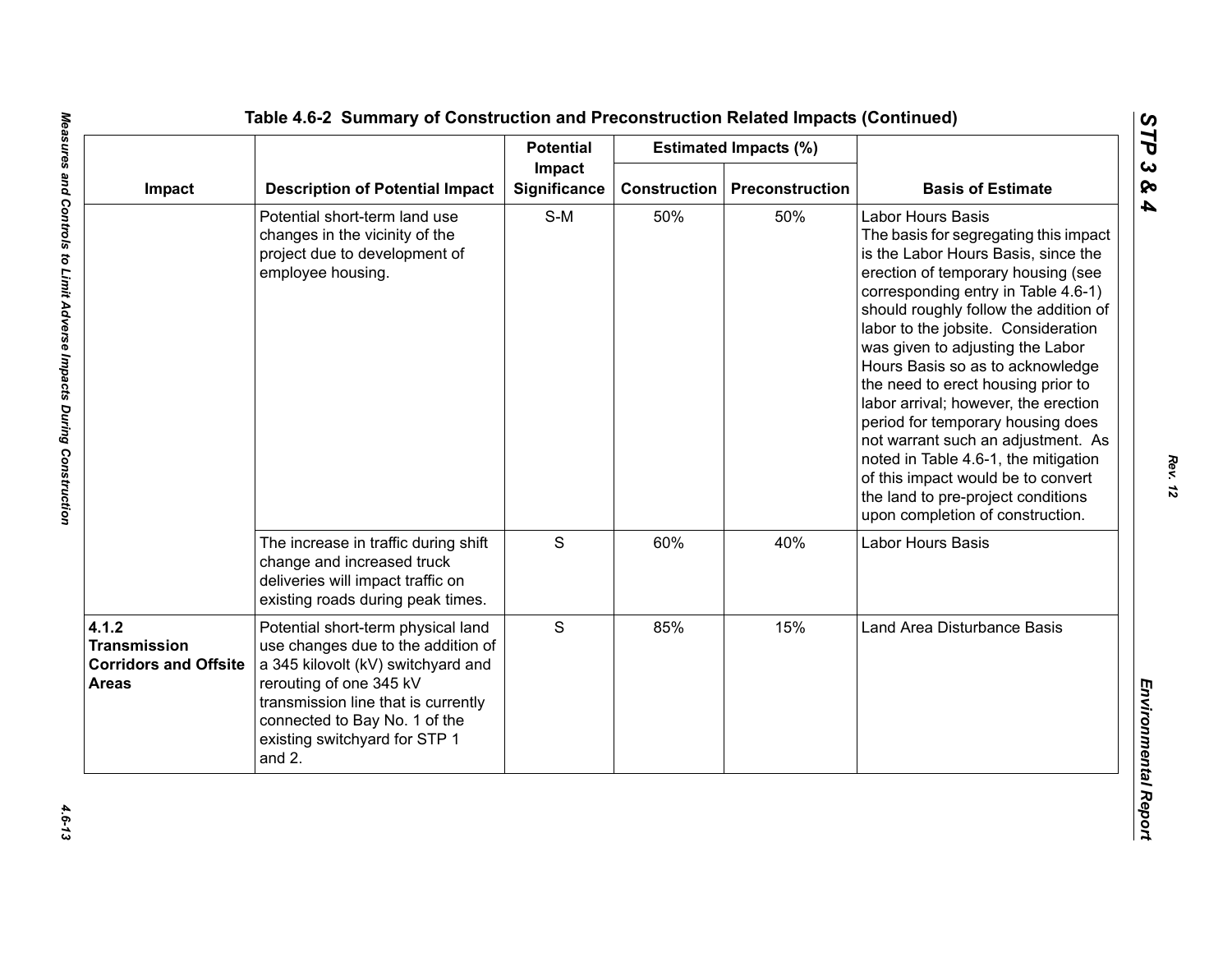Table 4.6-2 Summary of Construction and Preconstruction Related Impacts (Continued)

| Impact | Description of Potential Impact | Potential Impact Significance | Estimated Impacts (%) | | Basis of Estimate |
|---|---|---|---|---|---|
| | | | Construction | Preconstruction | |
| | Potential short-term land use changes in the vicinity of the project due to development of employee housing. | S-M | 50% | 50% | Labor Hours Basis<br>The basis for segregating this impact is the Labor Hours Basis, since the erection of temporary housing (see corresponding entry in Table 4.6-1) should roughly follow the addition of labor to the jobsite. Consideration was given to adjusting the Labor Hours Basis so as to acknowledge the need to erect housing prior to labor arrival; however, the erection period for temporary housing does not warrant such an adjustment. As noted in Table 4.6-1, the mitigation of this impact would be to convert the land to pre-project conditions upon completion of construction. |
| | The increase in traffic during shift change and increased truck deliveries will impact traffic on existing roads during peak times. | S | 60% | 40% | Labor Hours Basis |
| **4.1.2 Transmission Corridors and Offsite Areas** | Potential short-term physical land use changes due to the addition of a 345 kilovolt (kV) switchyard and rerouting of one 345 kV transmission line that is currently connected to Bay No. 1 of the existing switchyard for STP 1 and 2. | S | 85% | 15% | Land Area Disturbance Basis |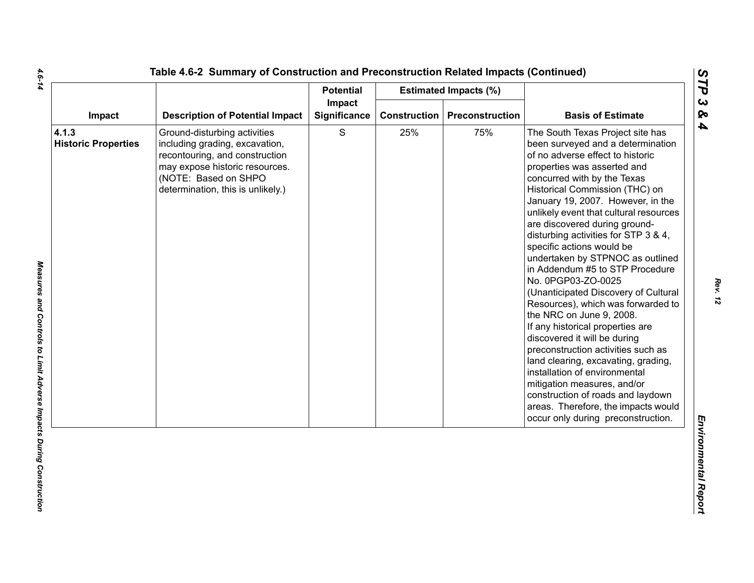Table 4.6-2 Summary of Construction and Preconstruction Related Impacts (Continued)

| Impact | Description of Potential Impact | Potential Impact Significance | Estimated Impacts (%) | | Basis of Estimate |
|---|---|---|---|---|---|
| | | | Construction | Preconstruction | |
| **4.1.3 Historic Properties** | Ground-disturbing activities including grading, excavation, recontouring, and construction may expose historic resources. (NOTE: Based on SHPO determination, this is unlikely.) | S | 25% | 75% | The South Texas Project site has been surveyed and a determination of no adverse effect to historic properties was asserted and concurred with by the Texas Historical Commission (THC) on January 19, 2007. However, in the unlikely event that cultural resources are discovered during ground-disturbing activities for STP 3 & 4, specific actions would be undertaken by STPNOC as outlined in Addendum #5 to STP Procedure No. 0PGP03-ZO-0025 (Unanticipated Discovery of Cultural Resources), which was forwarded to the NRC on June 9, 2008. If any historical properties are discovered it will be during preconstruction activities such as land clearing, excavating, grading, installation of environmental mitigation measures, and/or construction of roads and laydown areas. Therefore, the impacts would occur only during preconstruction. |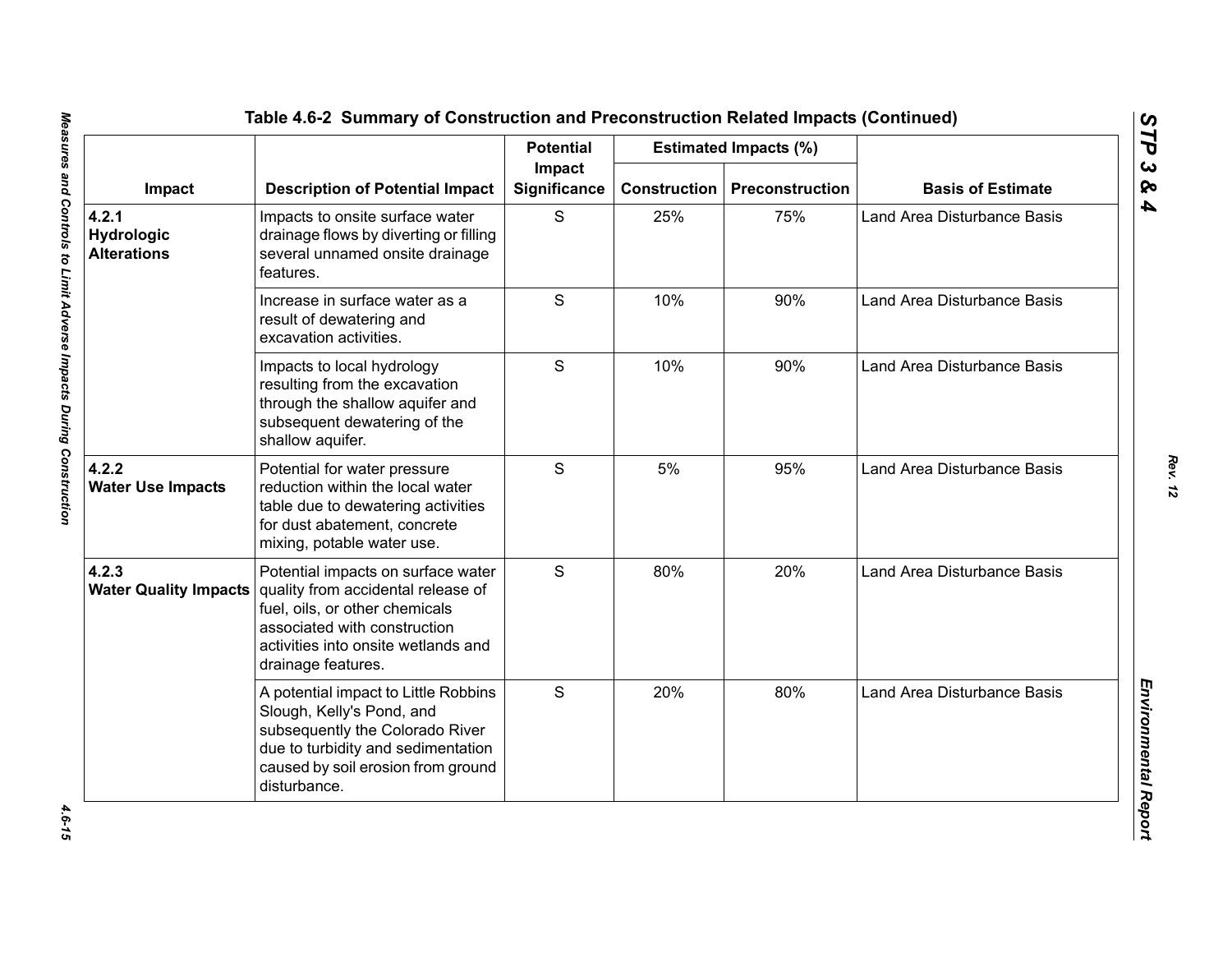## Table 4.6-2 Summary of Construction and Preconstruction Related Impacts (Continued)

| Impact | Description of Potential Impact | Potential Impact Significance | Estimated Impacts (%) | | Basis of Estimate |
|---|---|---|---|---|---|
| | | | Construction | Preconstruction | |
| **4.2.1 Hydrologic Alterations** | Impacts to onsite surface water drainage flows by diverting or filling several unnamed onsite drainage features. | S | 25% | 75% | Land Area Disturbance Basis |
| | Increase in surface water as a result of dewatering and excavation activities. | S | 10% | 90% | Land Area Disturbance Basis |
| | Impacts to local hydrology resulting from the excavation through the shallow aquifer and subsequent dewatering of the shallow aquifer. | S | 10% | 90% | Land Area Disturbance Basis |
| **4.2.2 Water Use Impacts** | Potential for water pressure reduction within the local water table due to dewatering activities for dust abatement, concrete mixing, potable water use. | S | 5% | 95% | Land Area Disturbance Basis |
| **4.2.3 Water Quality Impacts** | Potential impacts on surface water quality from accidental release of fuel, oils, or other chemicals associated with construction activities into onsite wetlands and drainage features. | S | 80% | 20% | Land Area Disturbance Basis |
| | A potential impact to Little Robbins Slough, Kelly's Pond, and subsequently the Colorado River due to turbidity and sedimentation caused by soil erosion from ground disturbance. | S | 20% | 80% | Land Area Disturbance Basis |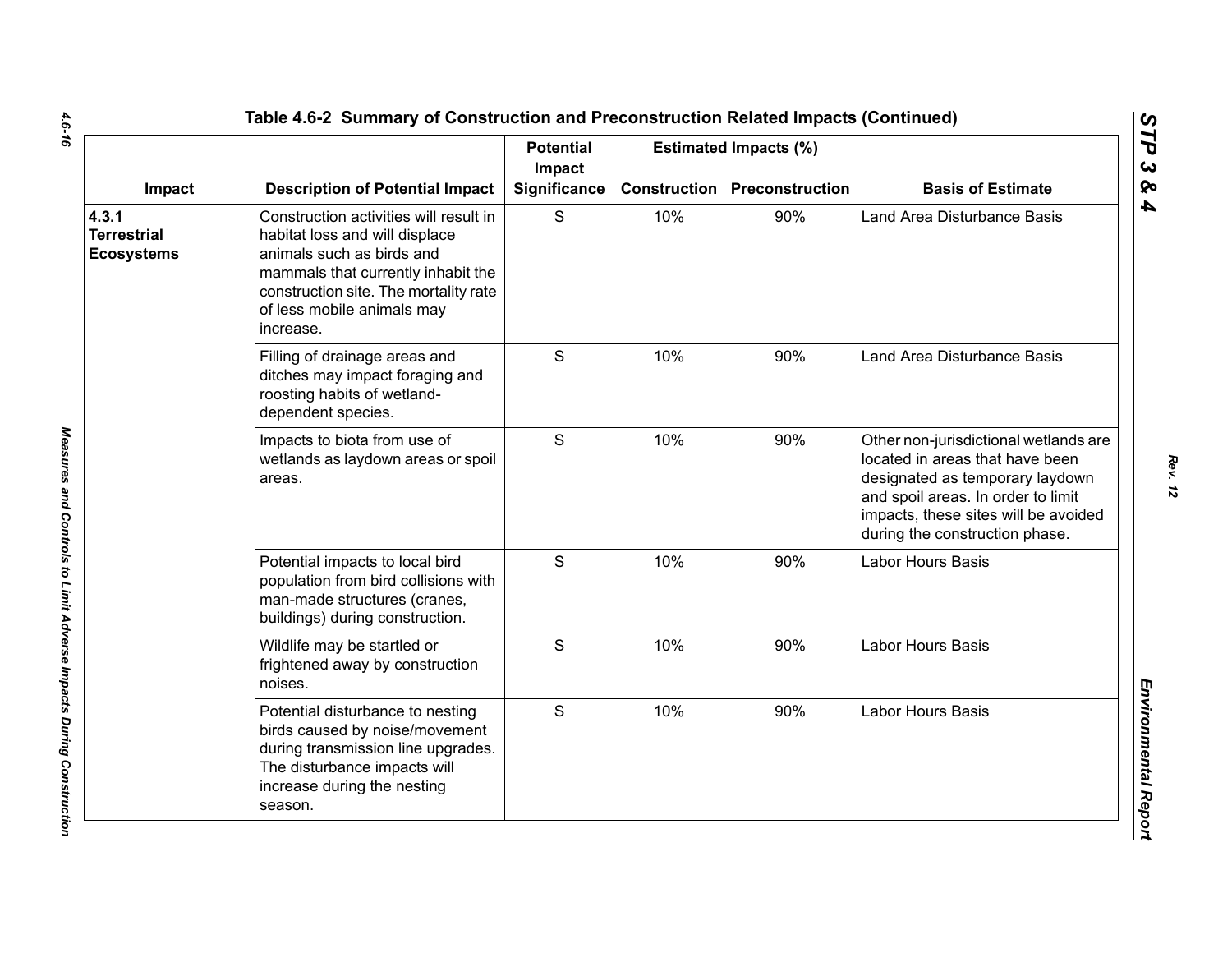**Table 4.6-2 Summary of Construction and Preconstruction Related Impacts (Continued)**

| Impact | Description of Potential Impact | Potential Impact Significance | Estimated Impacts (%) | | Basis of Estimate |
|---|---|---|---|---|---|
| | | | Construction | Preconstruction | |
| **4.3.1 Terrestrial Ecosystems** | Construction activities will result in habitat loss and will displace animals such as birds and mammals that currently inhabit the construction site. The mortality rate of less mobile animals may increase. | S | 10% | 90% | Land Area Disturbance Basis |
| | Filling of drainage areas and ditches may impact foraging and roosting habits of wetland-dependent species. | S | 10% | 90% | Land Area Disturbance Basis |
| | Impacts to biota from use of wetlands as laydown areas or spoil areas. | S | 10% | 90% | Other non-jurisdictional wetlands are located in areas that have been designated as temporary laydown and spoil areas. In order to limit impacts, these sites will be avoided during the construction phase. |
| | Potential impacts to local bird population from bird collisions with man-made structures (cranes, buildings) during construction. | S | 10% | 90% | Labor Hours Basis |
| | Wildlife may be startled or frightened away by construction noises. | S | 10% | 90% | Labor Hours Basis |
| | Potential disturbance to nesting birds caused by noise/movement during transmission line upgrades. The disturbance impacts will increase during the nesting season. | S | 10% | 90% | Labor Hours Basis |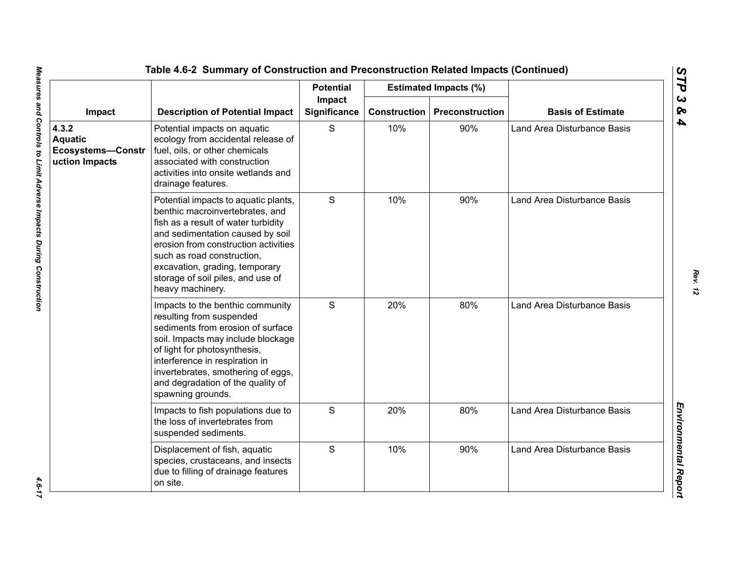**Table 4.6-2 Summary of Construction and Preconstruction Related Impacts (Continued)**

| Impact | Description of Potential Impact | Potential Impact Significance | Estimated Impacts (%) | | Basis of Estimate |
|---|---|---|---|---|---|
| | | | Construction | Preconstruction | |
| **4.3.2 Aquatic Ecosystems—Construction Impacts** | Potential impacts on aquatic ecology from accidental release of fuel, oils, or other chemicals associated with construction activities into onsite wetlands and drainage features. | S | 10% | 90% | Land Area Disturbance Basis |
| | Potential impacts to aquatic plants, benthic macroinvertebrates, and fish as a result of water turbidity and sedimentation caused by soil erosion from construction activities such as road construction, excavation, grading, temporary storage of soil piles, and use of heavy machinery. | S | 10% | 90% | Land Area Disturbance Basis |
| | Impacts to the benthic community resulting from suspended sediments from erosion of surface soil. Impacts may include blockage of light for photosynthesis, interference in respiration in invertebrates, smothering of eggs, and degradation of the quality of spawning grounds. | S | 20% | 80% | Land Area Disturbance Basis |
| | Impacts to fish populations due to the loss of invertebrates from suspended sediments. | S | 20% | 80% | Land Area Disturbance Basis |
| | Displacement of fish, aquatic species, crustaceans, and insects due to filling of drainage features on site. | S | 10% | 90% | Land Area Disturbance Basis |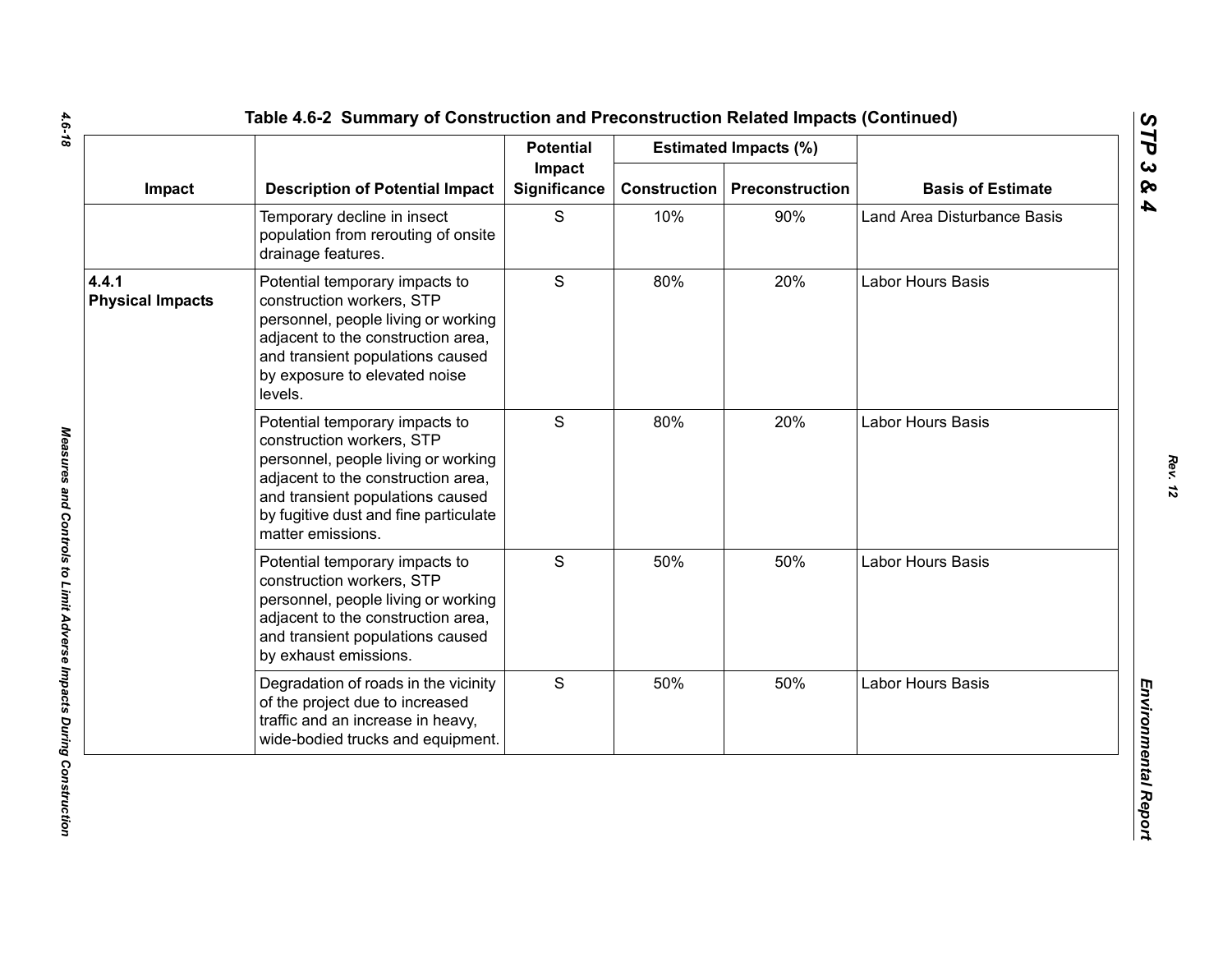Table 4.6-2 Summary of Construction and Preconstruction Related Impacts (Continued)

| Impact | Description of Potential Impact | Potential Impact Significance | Estimated Impacts (%) | | Basis of Estimate |
|---|---|---|---|---|---|
| | | | Construction | Preconstruction | |
| | Temporary decline in insect population from rerouting of onsite drainage features. | S | 10% | 90% | Land Area Disturbance Basis |
| **4.4.1 Physical Impacts** | Potential temporary impacts to construction workers, STP personnel, people living or working adjacent to the construction area, and transient populations caused by exposure to elevated noise levels. | S | 80% | 20% | Labor Hours Basis |
| | Potential temporary impacts to construction workers, STP personnel, people living or working adjacent to the construction area, and transient populations caused by fugitive dust and fine particulate matter emissions. | S | 80% | 20% | Labor Hours Basis |
| | Potential temporary impacts to construction workers, STP personnel, people living or working adjacent to the construction area, and transient populations caused by exhaust emissions. | S | 50% | 50% | Labor Hours Basis |
| | Degradation of roads in the vicinity of the project due to increased traffic and an increase in heavy, wide-bodied trucks and equipment. | S | 50% | 50% | Labor Hours Basis |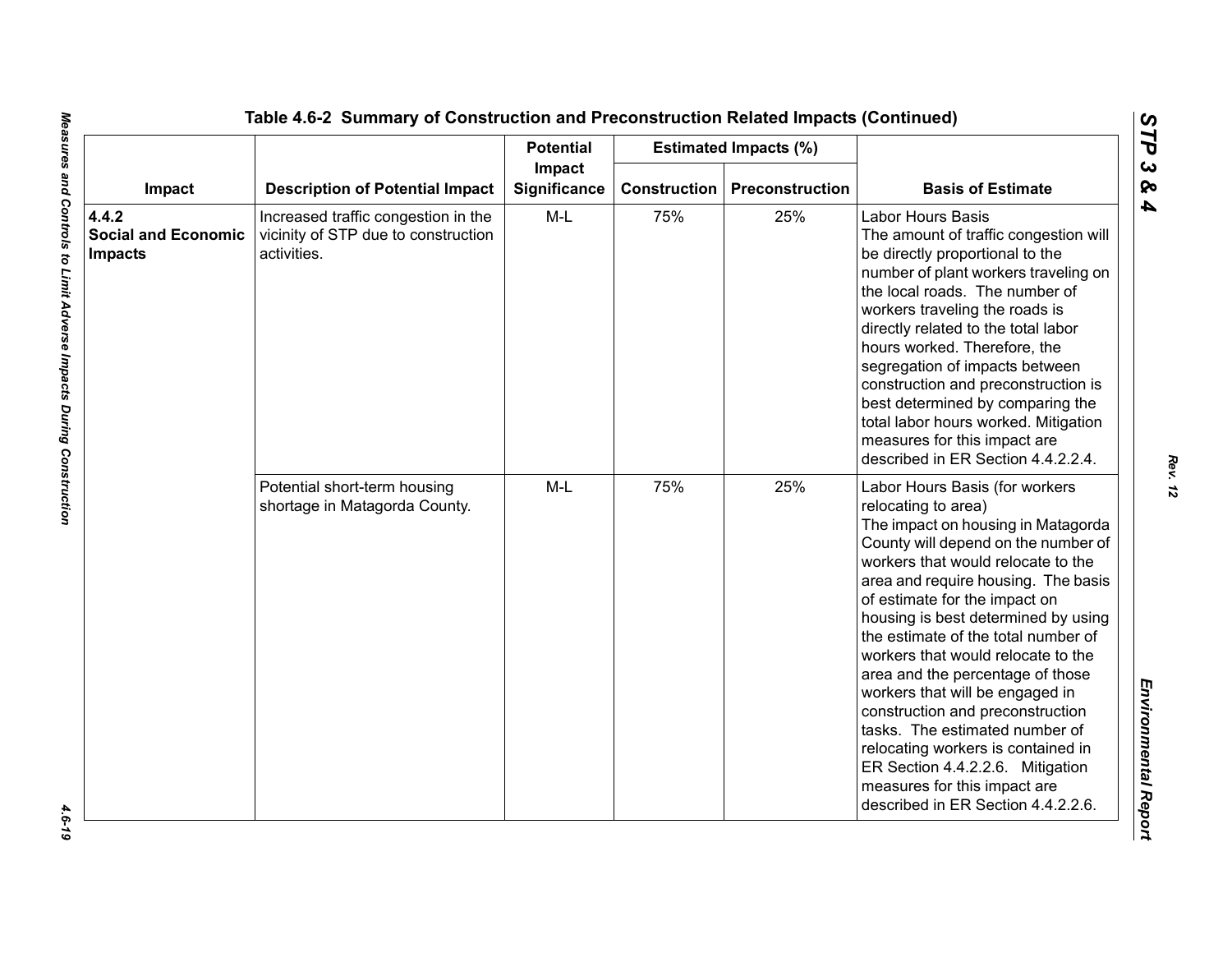# Table 4.6-2 Summary of Construction and Preconstruction Related Impacts (Continued)

| Impact | Description of Potential Impact | Potential Impact Significance | Estimated Impacts (%) | | Basis of Estimate |
|---|---|---|---|---|---|
| | | | Construction | Preconstruction | |
| **4.4.2 Social and Economic Impacts** | Increased traffic congestion in the vicinity of STP due to construction activities. | M-L | 75% | 25% | Labor Hours Basis The amount of traffic congestion will be directly proportional to the number of plant workers traveling on the local roads. The number of workers traveling the roads is directly related to the total labor hours worked. Therefore, the segregation of impacts between construction and preconstruction is best determined by comparing the total labor hours worked. Mitigation measures for this impact are described in ER Section 4.4.2.2.4. |
| | Potential short-term housing shortage in Matagorda County. | M-L | 75% | 25% | Labor Hours Basis (for workers relocating to area) The impact on housing in Matagorda County will depend on the number of workers that would relocate to the area and require housing. The basis of estimate for the impact on housing is best determined by using the estimate of the total number of workers that would relocate to the area and the percentage of those workers that will be engaged in construction and preconstruction tasks. The estimated number of relocating workers is contained in ER Section 4.4.2.2.6. Mitigation measures for this impact are described in ER Section 4.4.2.2.6. |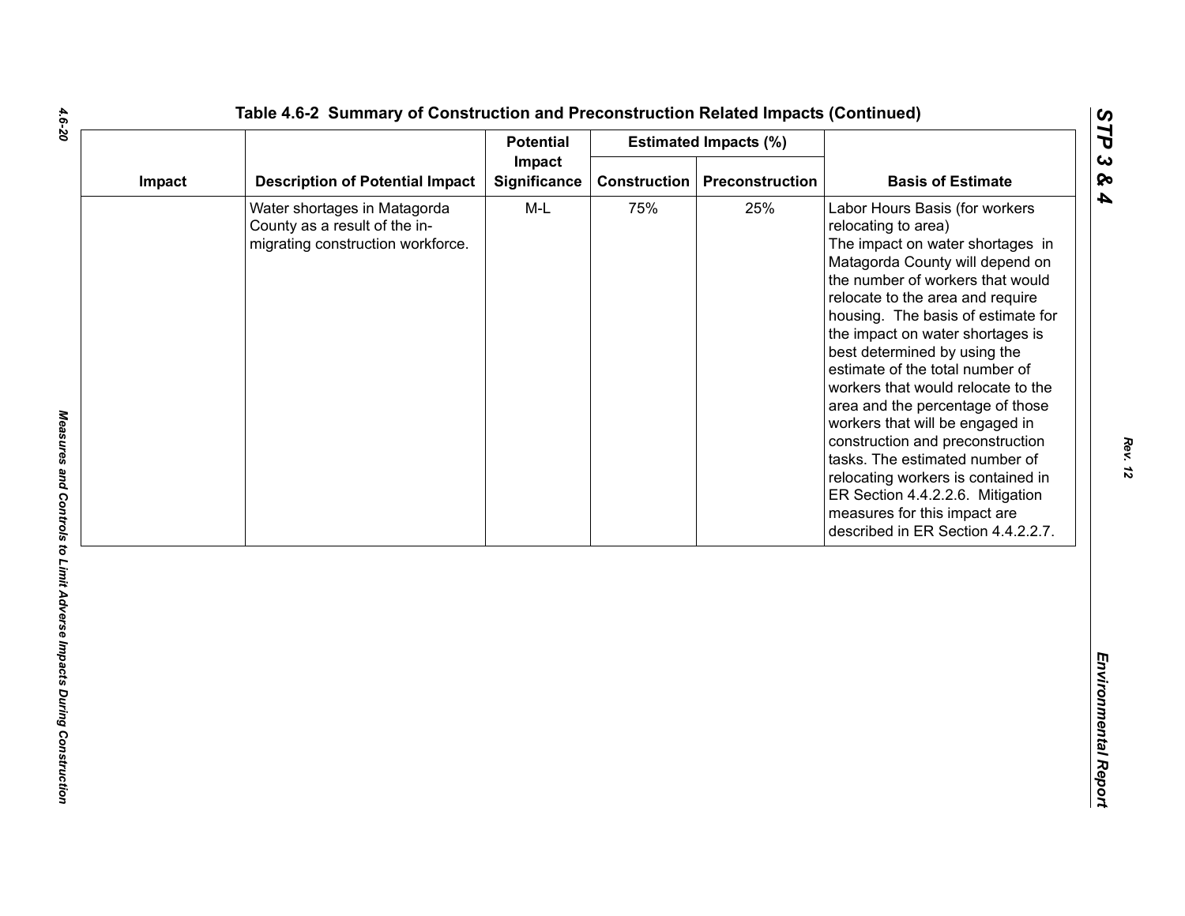Table 4.6-2 Summary of Construction and Preconstruction Related Impacts (Continued)

| Impact | Description of Potential Impact | Potential Impact Significance | Estimated Impacts (%) | | Basis of Estimate |
|---|---|---|---|---|---|
| | | | Construction | Preconstruction | |
| | Water shortages in Matagorda County as a result of the in-migrating construction workforce. | M-L | 75% | 25% | Labor Hours Basis (for workers relocating to area)<br>The impact on water shortages in Matagorda County will depend on the number of workers that would relocate to the area and require housing. The basis of estimate for the impact on water shortages is best determined by using the estimate of the total number of workers that would relocate to the area and the percentage of those workers that will be engaged in construction and preconstruction tasks. The estimated number of relocating workers is contained in ER Section 4.4.2.2.6. Mitigation measures for this impact are described in ER Section 4.4.2.2.7. |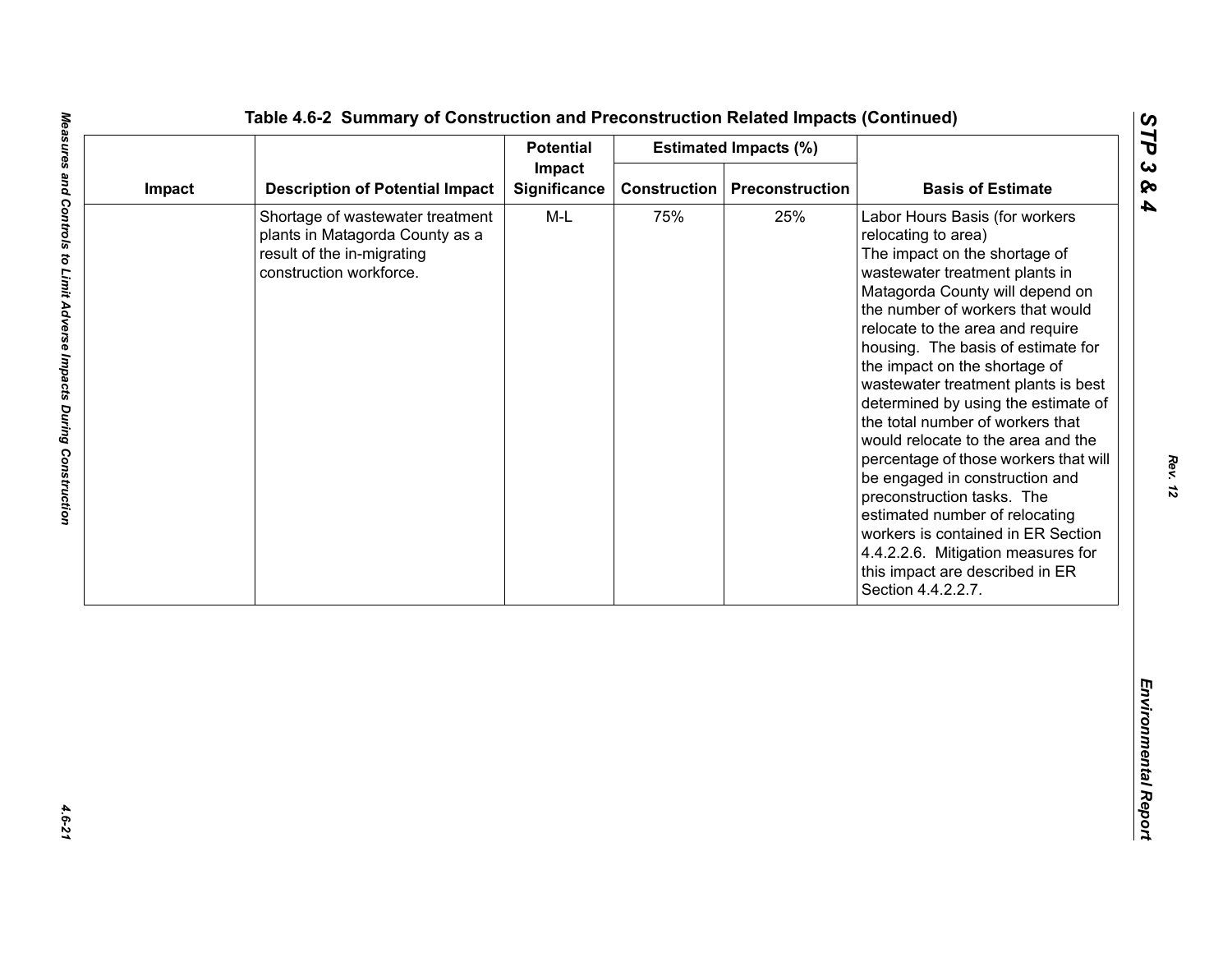## Table 4.6-2 Summary of Construction and Preconstruction Related Impacts (Continued)

| Impact | Description of Potential Impact | Potential Impact Significance | Estimated Impacts (%) | | Basis of Estimate |
|---|---|---|---|---|---|
| | | | Construction | Preconstruction | |
| | Shortage of wastewater treatment plants in Matagorda County as a result of the in-migrating construction workforce. | M-L | 75% | 25% | Labor Hours Basis (for workers relocating to area) The impact on the shortage of wastewater treatment plants in Matagorda County will depend on the number of workers that would relocate to the area and require housing. The basis of estimate for the impact on the shortage of wastewater treatment plants is best determined by using the estimate of the total number of workers that would relocate to the area and the percentage of those workers that will be engaged in construction and preconstruction tasks. The estimated number of relocating workers is contained in ER Section 4.4.2.2.6. Mitigation measures for this impact are described in ER Section 4.4.2.2.7. |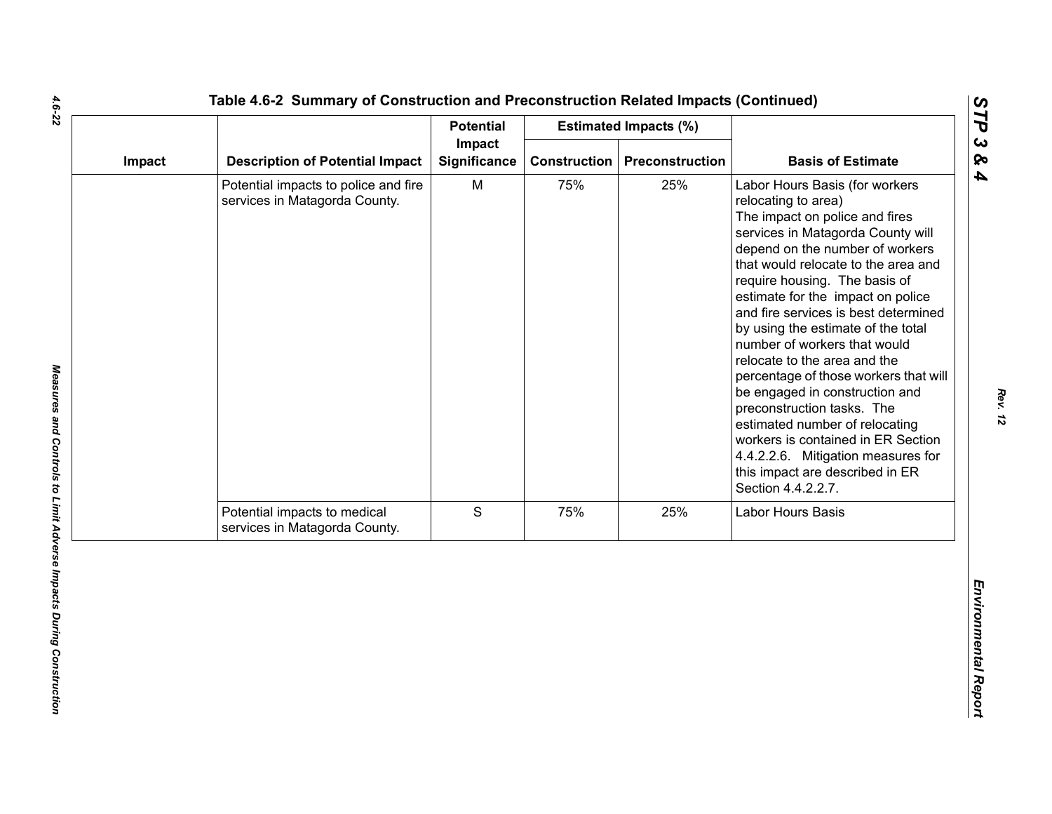Table 4.6-2 Summary of Construction and Preconstruction Related Impacts (Continued)

| Impact | Description of Potential Impact | Potential Impact Significance | Estimated Impacts (%) | | Basis of Estimate |
|---|---|---|---|---|---|
| | | | Construction | Preconstruction | |
| | Potential impacts to police and fire services in Matagorda County. | M | 75% | 25% | Labor Hours Basis (for workers relocating to area) The impact on police and fires services in Matagorda County will depend on the number of workers that would relocate to the area and require housing. The basis of estimate for the impact on police and fire services is best determined by using the estimate of the total number of workers that would relocate to the area and the percentage of those workers that will be engaged in construction and preconstruction tasks. The estimated number of relocating workers is contained in ER Section 4.4.2.2.6. Mitigation measures for this impact are described in ER Section 4.4.2.2.7. |
| | Potential impacts to medical services in Matagorda County. | S | 75% | 25% | Labor Hours Basis |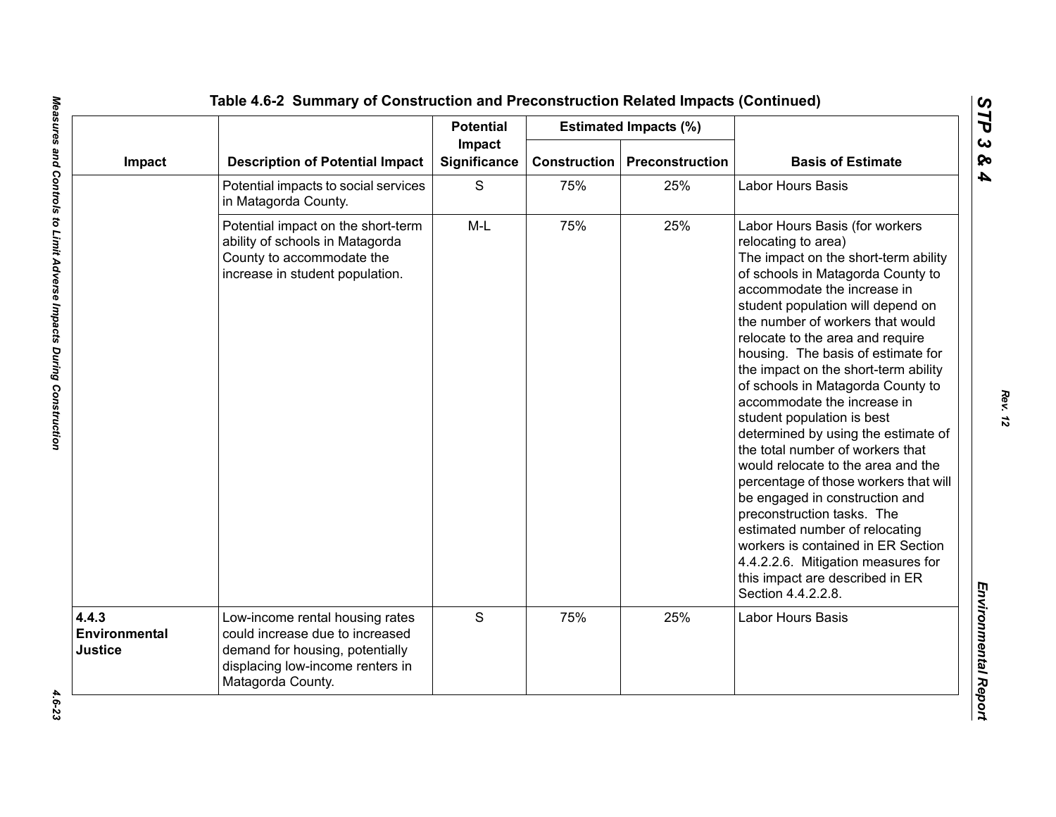Table 4.6-2 Summary of Construction and Preconstruction Related Impacts (Continued)

| Impact | Description of Potential Impact | Potential Impact Significance | Estimated Impacts (%) | | Basis of Estimate |
|---|---|---|---|---|---|
| | | | Construction | Preconstruction | |
| | Potential impacts to social services in Matagorda County. | S | 75% | 25% | Labor Hours Basis |
| | Potential impact on the short-term ability of schools in Matagorda County to accommodate the increase in student population. | M-L | 75% | 25% | Labor Hours Basis (for workers relocating to area) The impact on the short-term ability of schools in Matagorda County to accommodate the increase in student population will depend on the number of workers that would relocate to the area and require housing. The basis of estimate for the impact on the short-term ability of schools in Matagorda County to accommodate the increase in student population is best determined by using the estimate of the total number of workers that would relocate to the area and the percentage of those workers that will be engaged in construction and preconstruction tasks. The estimated number of relocating workers is contained in ER Section 4.4.2.2.6. Mitigation measures for this impact are described in ER Section 4.4.2.2.8. |
| **4.4.3 Environmental Justice** | Low-income rental housing rates could increase due to increased demand for housing, potentially displacing low-income renters in Matagorda County. | S | 75% | 25% | Labor Hours Basis |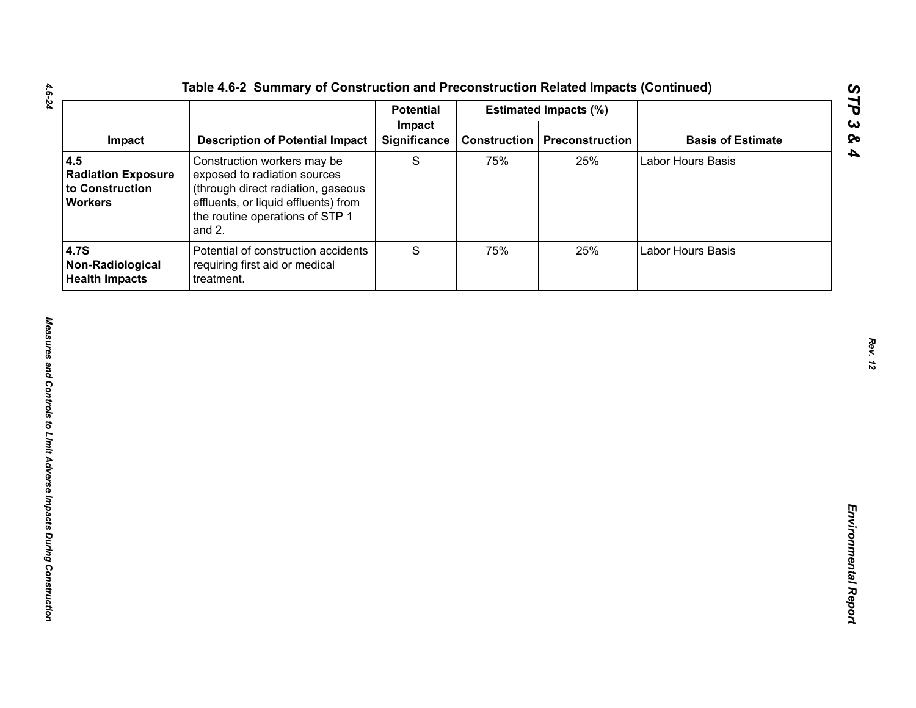### Table 4.6-2 Summary of Construction and Preconstruction Related Impacts (Continued)

| Impact | Description of Potential Impact | Potential Impact Significance | Estimated Impacts (%) | | Basis of Estimate |
|---|---|---|---|---|---|
| | | | Construction | Preconstruction | |
| **4.5 Radiation Exposure to Construction Workers** | Construction workers may be exposed to radiation sources (through direct radiation, gaseous effluents, or liquid effluents) from the routine operations of STP 1 and 2. | S | 75% | 25% | Labor Hours Basis |
| **4.7S Non-Radiological Health Impacts** | Potential of construction accidents requiring first aid or medical treatment. | S | 75% | 25% | Labor Hours Basis |